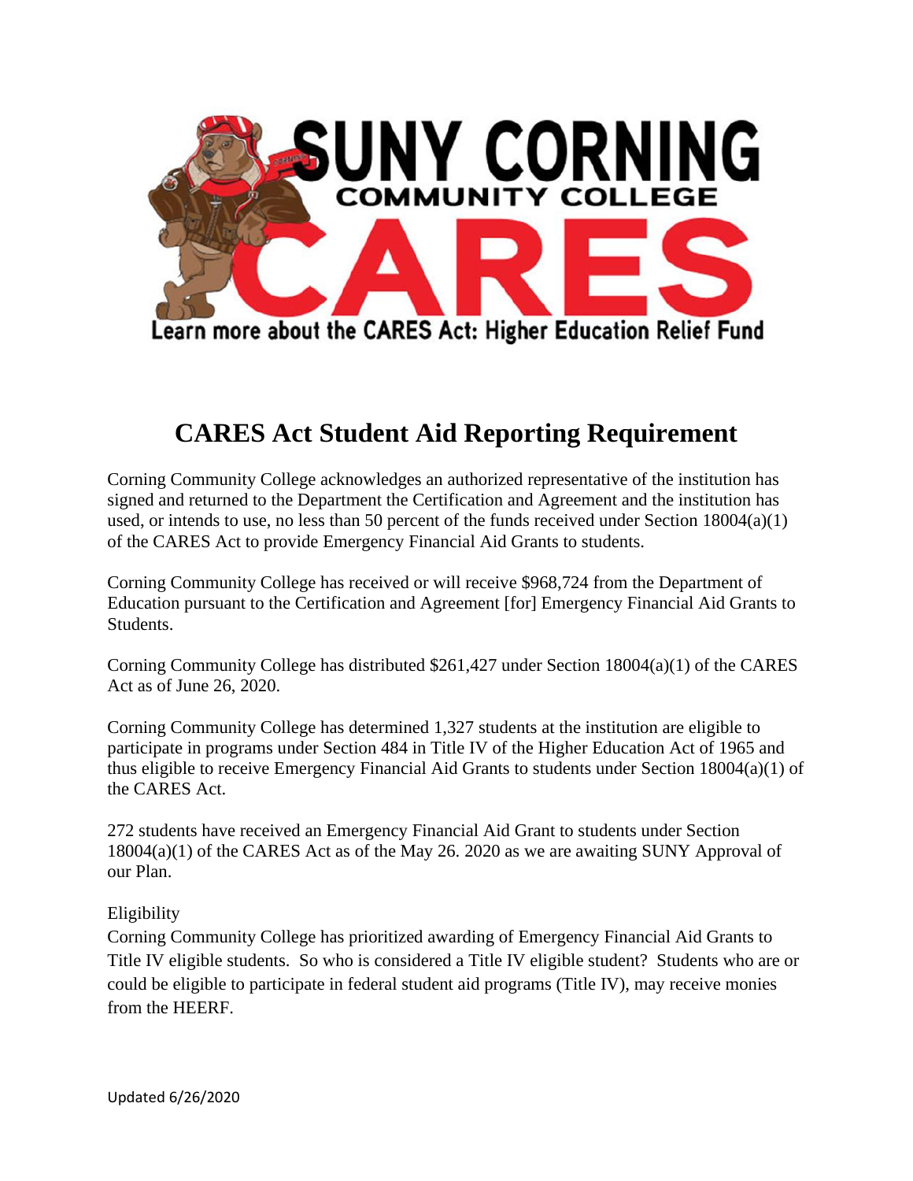SUNY CORNING COMMUNITY COLLEGE CARES

Learn more about the CARES Act: Higher Education Relief Fund

# CARES Act Student Aid Reporting Requirement

Corning Community College acknowledges an authorized representative of the institution has signed and returned to the Department the Certification and Agreement and the institution has used, or intends to use, no less than 50 percent of the funds received under Section 18004(a)(1) of the CARES Act to provide Emergency Financial Aid Grants to students.

Corning Community College has received or will receive $968,724 from the Department of Education pursuant to the Certification and Agreement [for] Emergency Financial Aid Grants to Students.

Corning Community College has distributed $261,427 under Section 18004(a)(1) of the CARES Act as of June 26, 2020.

Corning Community College has determined 1,327 students at the institution are eligible to participate in programs under Section 484 in Title IV of the Higher Education Act of 1965 and thus eligible to receive Emergency Financial Aid Grants to students under Section 18004(a)(1) of the CARES Act.

272 students have received an Emergency Financial Aid Grant to students under Section 18004(a)(1) of the CARES Act as of the May 26. 2020 as we are awaiting SUNY Approval of our Plan.

Eligibility

Corning Community College has prioritized awarding of Emergency Financial Aid Grants to Title IV eligible students. So who is considered a Title IV eligible student? Students who are or could be eligible to participate in federal student aid programs (Title IV), may receive monies from the HEERF.

Updated 6/26/2020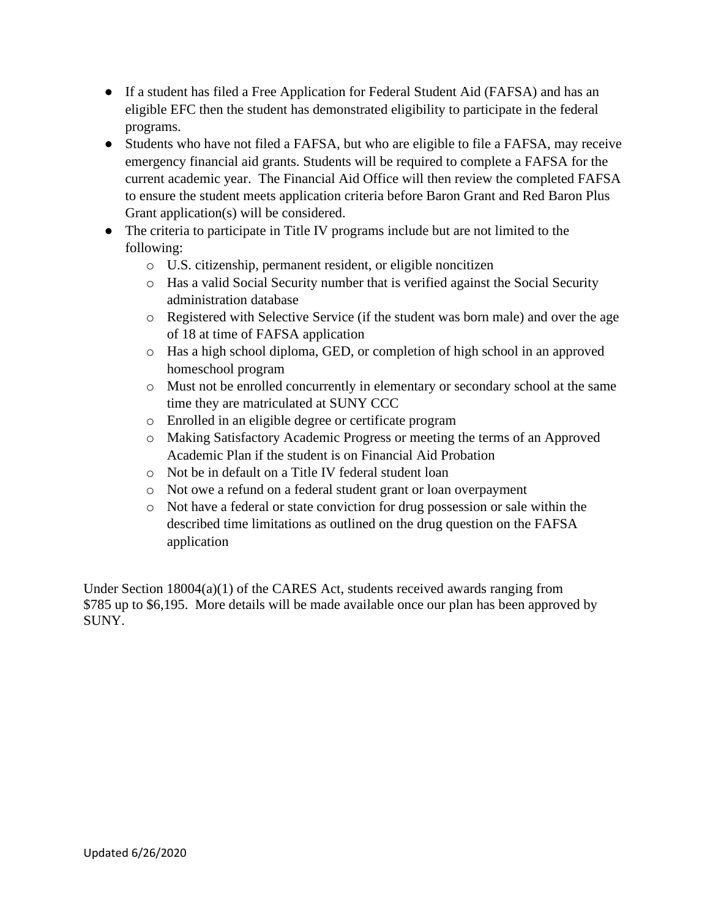- If a student has filed a Free Application for Federal Student Aid (FAFSA) and has an eligible EFC then the student has demonstrated eligibility to participate in the federal programs.
- Students who have not filed a FAFSA, but who are eligible to file a FAFSA, may receive emergency financial aid grants. Students will be required to complete a FAFSA for the current academic year. The Financial Aid Office will then review the completed FAFSA to ensure the student meets application criteria before Baron Grant and Red Baron Plus Grant application(s) will be considered.
- The criteria to participate in Title IV programs include but are not limited to the following:
  - U.S. citizenship, permanent resident, or eligible noncitizen
  - Has a valid Social Security number that is verified against the Social Security administration database
  - Registered with Selective Service (if the student was born male) and over the age of 18 at time of FAFSA application
  - Has a high school diploma, GED, or completion of high school in an approved homeschool program
  - Must not be enrolled concurrently in elementary or secondary school at the same time they are matriculated at SUNY CCC
  - Enrolled in an eligible degree or certificate program
  - Making Satisfactory Academic Progress or meeting the terms of an Approved Academic Plan if the student is on Financial Aid Probation
  - Not be in default on a Title IV federal student loan
  - Not owe a refund on a federal student grant or loan overpayment
  - Not have a federal or state conviction for drug possession or sale within the described time limitations as outlined on the drug question on the FAFSA application

Under Section 18004(a)(1) of the CARES Act, students received awards ranging from $785 up to $6,195. More details will be made available once our plan has been approved by SUNY.

Updated 6/26/2020